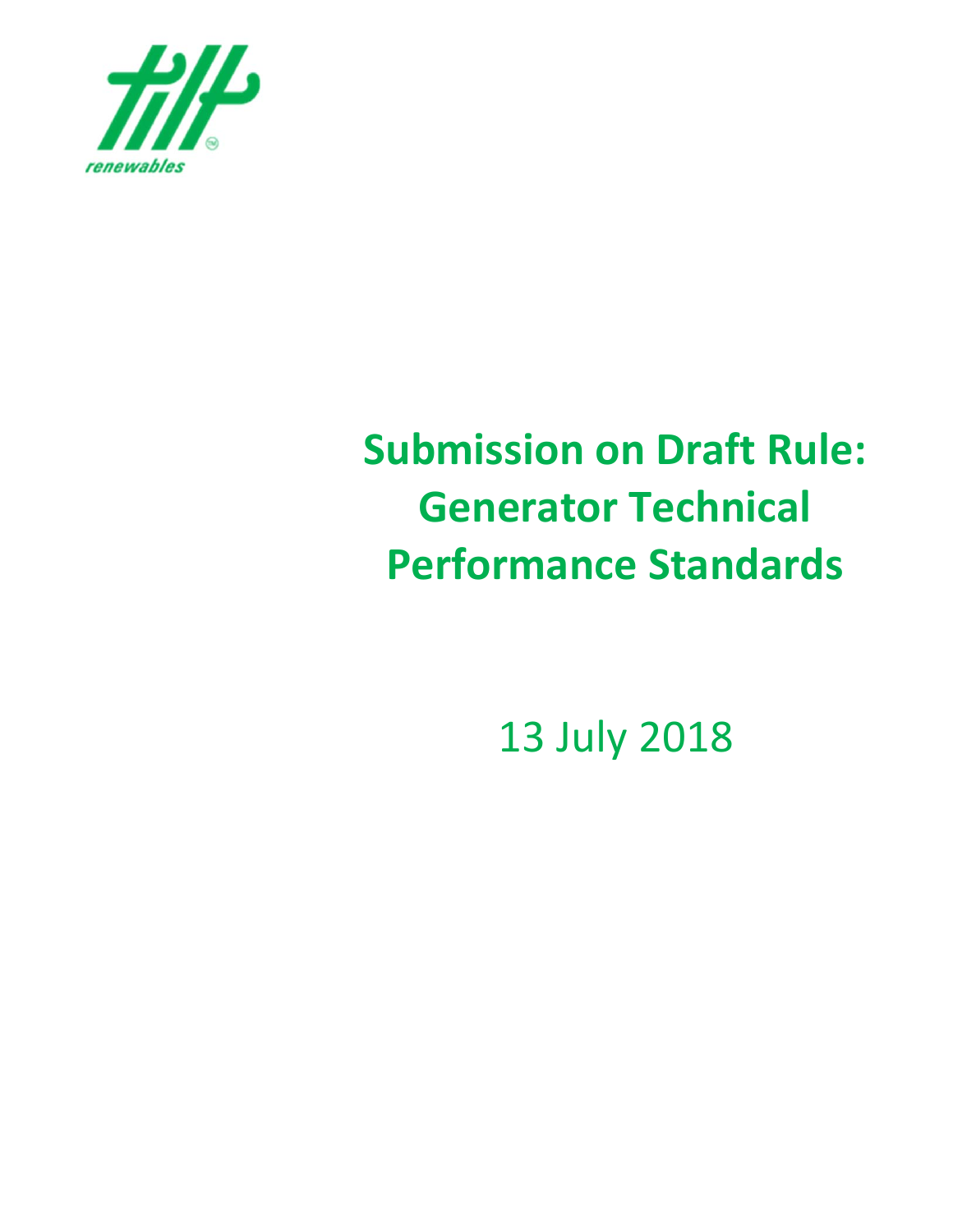tilt renewables

# Submission on Draft Rule: Generator Technical Performance Standards

13 July 2018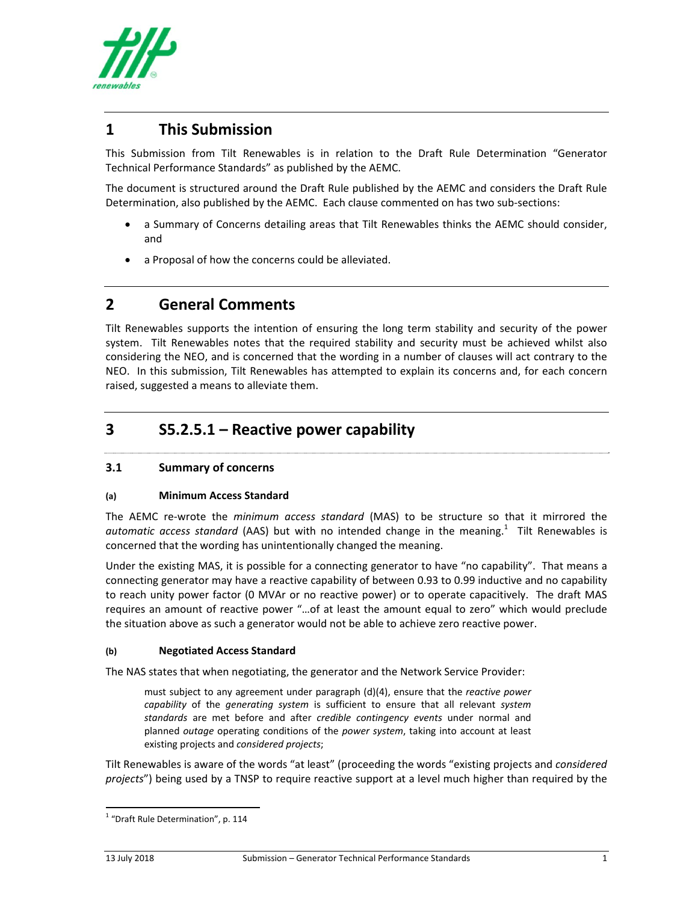# 1 This Submission

This Submission from Tilt Renewables is in relation to the Draft Rule Determination "Generator Technical Performance Standards" as published by the AEMC.

The document is structured around the Draft Rule published by the AEMC and considers the Draft Rule Determination, also published by the AEMC. Each clause commented on has two sub-sections:

- a Summary of Concerns detailing areas that Tilt Renewables thinks the AEMC should consider, and
- a Proposal of how the concerns could be alleviated.

# 2 General Comments

Tilt Renewables supports the intention of ensuring the long term stability and security of the power system. Tilt Renewables notes that the required stability and security must be achieved whilst also considering the NEO, and is concerned that the wording in a number of clauses will act contrary to the NEO. In this submission, Tilt Renewables has attempted to explain its concerns and, for each concern raised, suggested a means to alleviate them.

# 3 S5.2.5.1 – Reactive power capability

## 3.1 Summary of concerns

### (a) Minimum Access Standard

The AEMC re-wrote the *minimum access standard* (MAS) to be structure so that it mirrored the *automatic access standard* (AAS) but with no intended change in the meaning.[1] Tilt Renewables is concerned that the wording has unintentionally changed the meaning.

Under the existing MAS, it is possible for a connecting generator to have "no capability". That means a connecting generator may have a reactive capability of between 0.93 to 0.99 inductive and no capability to reach unity power factor (0 MVAr or no reactive power) or to operate capacitively. The draft MAS requires an amount of reactive power "…of at least the amount equal to zero" which would preclude the situation above as such a generator would not be able to achieve zero reactive power.

### (b) Negotiated Access Standard

The NAS states that when negotiating, the generator and the Network Service Provider:

> must subject to any agreement under paragraph (d)(4), ensure that the *reactive power capability* of the *generating system* is sufficient to ensure that all relevant *system standards* are met before and after *credible contingency events* under normal and planned *outage* operating conditions of the *power system*, taking into account at least existing projects and *considered projects*;

Tilt Renewables is aware of the words "at least" (proceeding the words "existing projects and *considered projects*") being used by a TNSP to require reactive support at a level much higher than required by the

[1] "Draft Rule Determination", p. 114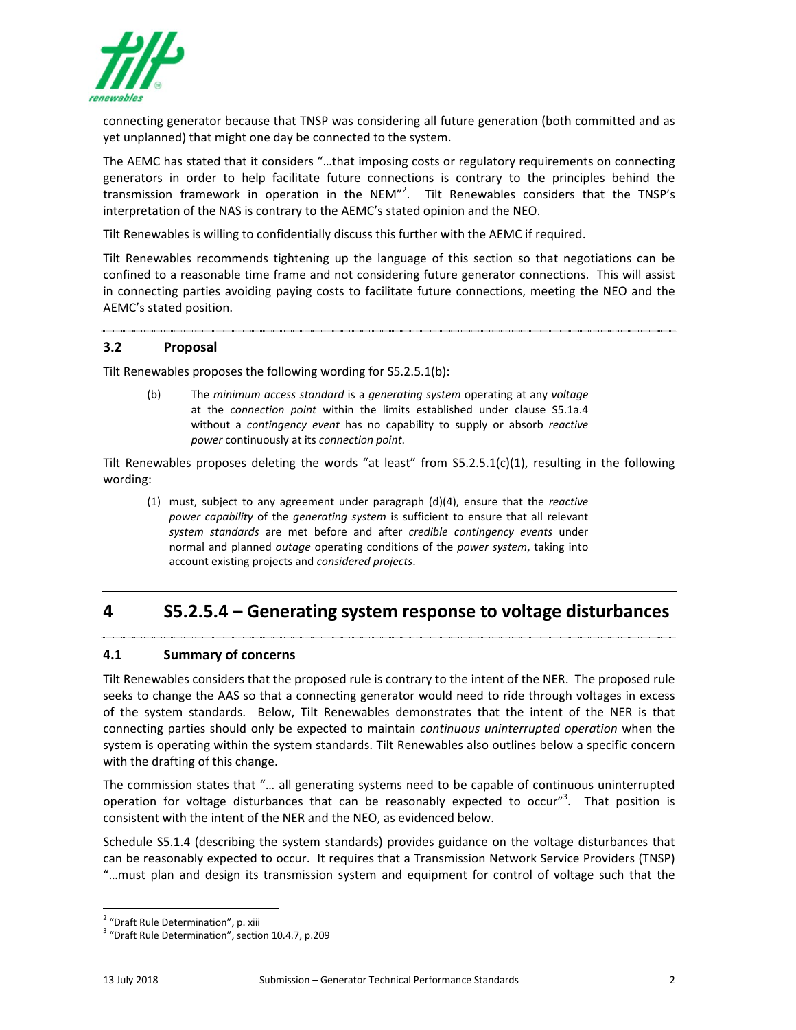connecting generator because that TNSP was considering all future generation (both committed and as yet unplanned) that might one day be connected to the system.

The AEMC has stated that it considers "…that imposing costs or regulatory requirements on connecting generators in order to help facilitate future connections is contrary to the principles behind the transmission framework in operation in the NEM"[2]. Tilt Renewables considers that the TNSP's interpretation of the NAS is contrary to the AEMC's stated opinion and the NEO.

Tilt Renewables is willing to confidentially discuss this further with the AEMC if required.

Tilt Renewables recommends tightening up the language of this section so that negotiations can be confined to a reasonable time frame and not considering future generator connections. This will assist in connecting parties avoiding paying costs to facilitate future connections, meeting the NEO and the AEMC's stated position.

### 3.2 Proposal

Tilt Renewables proposes the following wording for S5.2.5.1(b):

> (b) The *minimum access standard* is a *generating system* operating at any *voltage* at the *connection point* within the limits established under clause S5.1a.4 without a *contingency event* has no capability to supply or absorb *reactive power* continuously at its *connection point*.

Tilt Renewables proposes deleting the words "at least" from S5.2.5.1(c)(1), resulting in the following wording:

> (1) must, subject to any agreement under paragraph (d)(4), ensure that the *reactive power capability* of the *generating system* is sufficient to ensure that all relevant *system standards* are met before and after *credible contingency events* under normal and planned *outage* operating conditions of the *power system*, taking into account existing projects and *considered projects*.

## 4 S5.2.5.4 – Generating system response to voltage disturbances

### 4.1 Summary of concerns

Tilt Renewables considers that the proposed rule is contrary to the intent of the NER. The proposed rule seeks to change the AAS so that a connecting generator would need to ride through voltages in excess of the system standards. Below, Tilt Renewables demonstrates that the intent of the NER is that connecting parties should only be expected to maintain *continuous uninterrupted operation* when the system is operating within the system standards. Tilt Renewables also outlines below a specific concern with the drafting of this change.

The commission states that "… all generating systems need to be capable of continuous uninterrupted operation for voltage disturbances that can be reasonably expected to occur"[3]. That position is consistent with the intent of the NER and the NEO, as evidenced below.

Schedule S5.1.4 (describing the system standards) provides guidance on the voltage disturbances that can be reasonably expected to occur. It requires that a Transmission Network Service Providers (TNSP) "…must plan and design its transmission system and equipment for control of voltage such that the

---

[2] "Draft Rule Determination", p. xiii

[3] "Draft Rule Determination", section 10.4.7, p.209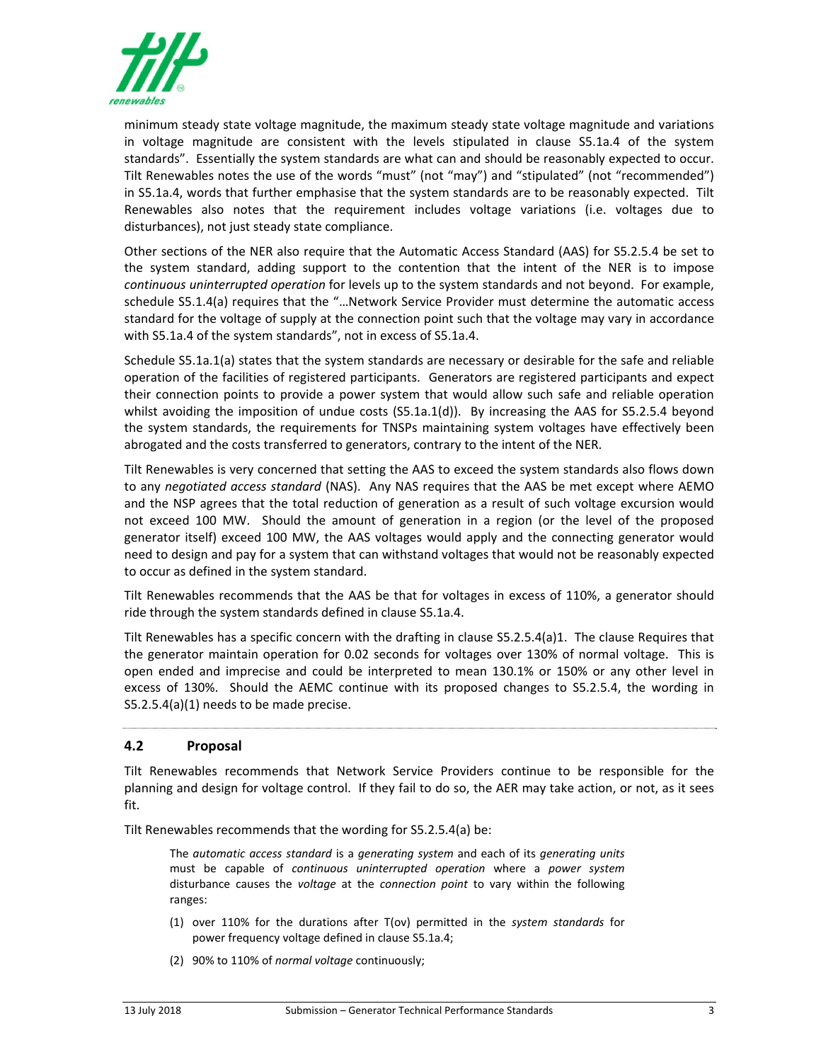minimum steady state voltage magnitude, the maximum steady state voltage magnitude and variations in voltage magnitude are consistent with the levels stipulated in clause S5.1a.4 of the system standards". Essentially the system standards are what can and should be reasonably expected to occur. Tilt Renewables notes the use of the words "must" (not "may") and "stipulated" (not "recommended") in S5.1a.4, words that further emphasise that the system standards are to be reasonably expected. Tilt Renewables also notes that the requirement includes voltage variations (i.e. voltages due to disturbances), not just steady state compliance.

Other sections of the NER also require that the Automatic Access Standard (AAS) for S5.2.5.4 be set to the system standard, adding support to the contention that the intent of the NER is to impose *continuous uninterrupted operation* for levels up to the system standards and not beyond. For example, schedule S5.1.4(a) requires that the "…Network Service Provider must determine the automatic access standard for the voltage of supply at the connection point such that the voltage may vary in accordance with S5.1a.4 of the system standards", not in excess of S5.1a.4.

Schedule S5.1a.1(a) states that the system standards are necessary or desirable for the safe and reliable operation of the facilities of registered participants. Generators are registered participants and expect their connection points to provide a power system that would allow such safe and reliable operation whilst avoiding the imposition of undue costs (S5.1a.1(d)). By increasing the AAS for S5.2.5.4 beyond the system standards, the requirements for TNSPs maintaining system voltages have effectively been abrogated and the costs transferred to generators, contrary to the intent of the NER.

Tilt Renewables is very concerned that setting the AAS to exceed the system standards also flows down to any *negotiated access standard* (NAS). Any NAS requires that the AAS be met except where AEMO and the NSP agrees that the total reduction of generation as a result of such voltage excursion would not exceed 100 MW. Should the amount of generation in a region (or the level of the proposed generator itself) exceed 100 MW, the AAS voltages would apply and the connecting generator would need to design and pay for a system that can withstand voltages that would not be reasonably expected to occur as defined in the system standard.

Tilt Renewables recommends that the AAS be that for voltages in excess of 110%, a generator should ride through the system standards defined in clause S5.1a.4.

Tilt Renewables has a specific concern with the drafting in clause S5.2.5.4(a)1. The clause Requires that the generator maintain operation for 0.02 seconds for voltages over 130% of normal voltage. This is open ended and imprecise and could be interpreted to mean 130.1% or 150% or any other level in excess of 130%. Should the AEMC continue with its proposed changes to S5.2.5.4, the wording in S5.2.5.4(a)(1) needs to be made precise.

## 4.2 Proposal

Tilt Renewables recommends that Network Service Providers continue to be responsible for the planning and design for voltage control. If they fail to do so, the AER may take action, or not, as it sees fit.

Tilt Renewables recommends that the wording for S5.2.5.4(a) be:

> The *automatic access standard* is a *generating system* and each of its *generating units* must be capable of *continuous uninterrupted operation* where a *power system* disturbance causes the *voltage* at the *connection point* to vary within the following ranges:
>
> (1) over 110% for the durations after T(ov) permitted in the *system standards* for power frequency voltage defined in clause S5.1a.4;
>
> (2) 90% to 110% of *normal voltage* continuously;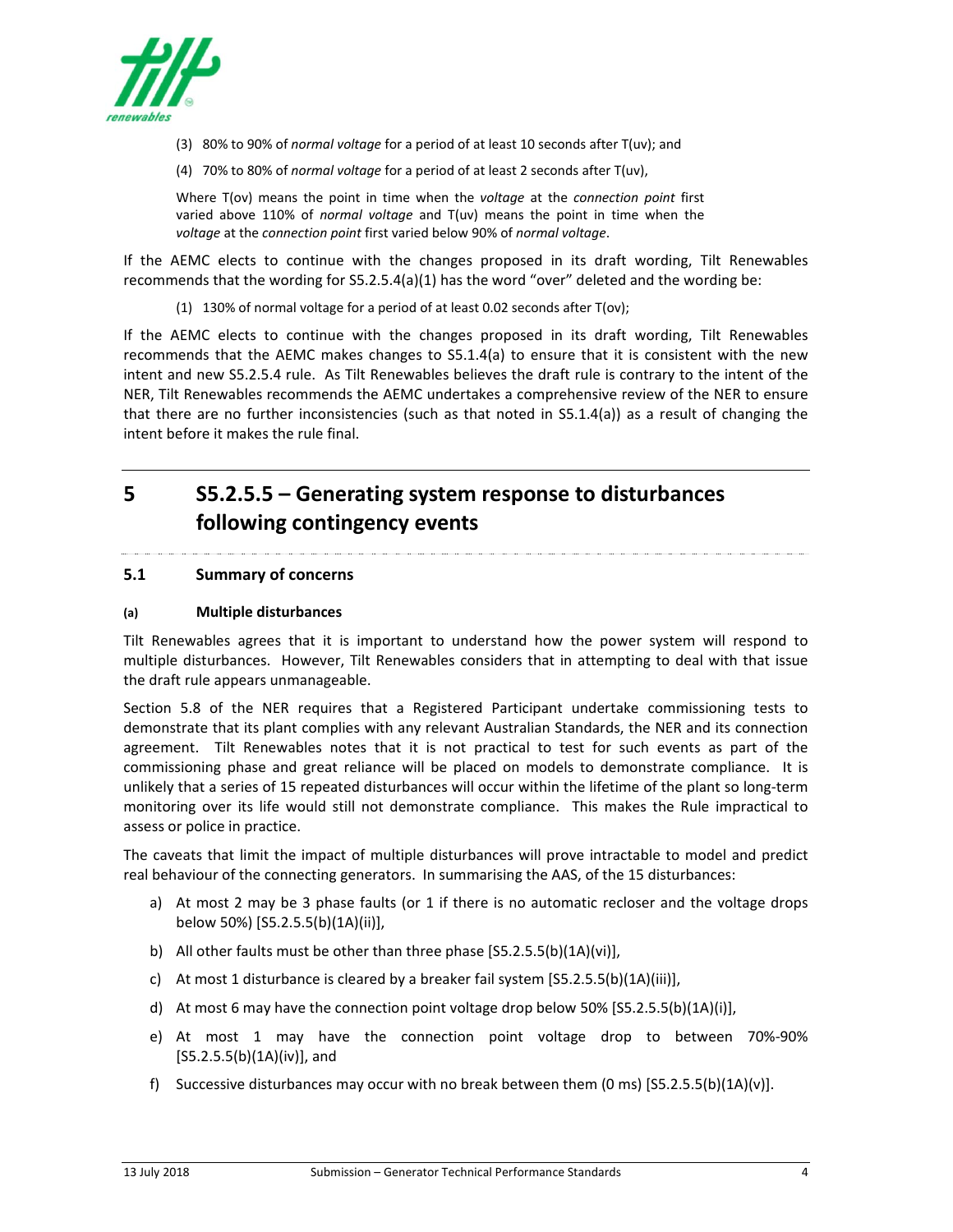(3) 80% to 90% of *normal voltage* for a period of at least 10 seconds after T(uv); and

(4) 70% to 80% of *normal voltage* for a period of at least 2 seconds after T(uv),

Where T(ov) means the point in time when the *voltage* at the *connection point* first varied above 110% of *normal voltage* and T(uv) means the point in time when the *voltage* at the *connection point* first varied below 90% of *normal voltage*.

If the AEMC elects to continue with the changes proposed in its draft wording, Tilt Renewables recommends that the wording for S5.2.5.4(a)(1) has the word "over" deleted and the wording be:

(1) 130% of normal voltage for a period of at least 0.02 seconds after T(ov);

If the AEMC elects to continue with the changes proposed in its draft wording, Tilt Renewables recommends that the AEMC makes changes to S5.1.4(a) to ensure that it is consistent with the new intent and new S5.2.5.4 rule. As Tilt Renewables believes the draft rule is contrary to the intent of the NER, Tilt Renewables recommends the AEMC undertakes a comprehensive review of the NER to ensure that there are no further inconsistencies (such as that noted in S5.1.4(a)) as a result of changing the intent before it makes the rule final.

# 5 S5.2.5.5 – Generating system response to disturbances following contingency events

## 5.1 Summary of concerns

### (a) Multiple disturbances

Tilt Renewables agrees that it is important to understand how the power system will respond to multiple disturbances. However, Tilt Renewables considers that in attempting to deal with that issue the draft rule appears unmanageable.

Section 5.8 of the NER requires that a Registered Participant undertake commissioning tests to demonstrate that its plant complies with any relevant Australian Standards, the NER and its connection agreement. Tilt Renewables notes that it is not practical to test for such events as part of the commissioning phase and great reliance will be placed on models to demonstrate compliance. It is unlikely that a series of 15 repeated disturbances will occur within the lifetime of the plant so long-term monitoring over its life would still not demonstrate compliance. This makes the Rule impractical to assess or police in practice.

The caveats that limit the impact of multiple disturbances will prove intractable to model and predict real behaviour of the connecting generators. In summarising the AAS, of the 15 disturbances:

a) At most 2 may be 3 phase faults (or 1 if there is no automatic recloser and the voltage drops below 50%) [S5.2.5.5(b)(1A)(ii)],

b) All other faults must be other than three phase [S5.2.5.5(b)(1A)(vi)],

c) At most 1 disturbance is cleared by a breaker fail system [S5.2.5.5(b)(1A)(iii)],

d) At most 6 may have the connection point voltage drop below 50% [S5.2.5.5(b)(1A)(i)],

e) At most 1 may have the connection point voltage drop to between 70%-90% [S5.2.5.5(b)(1A)(iv)], and

f) Successive disturbances may occur with no break between them (0 ms) [S5.2.5.5(b)(1A)(v)].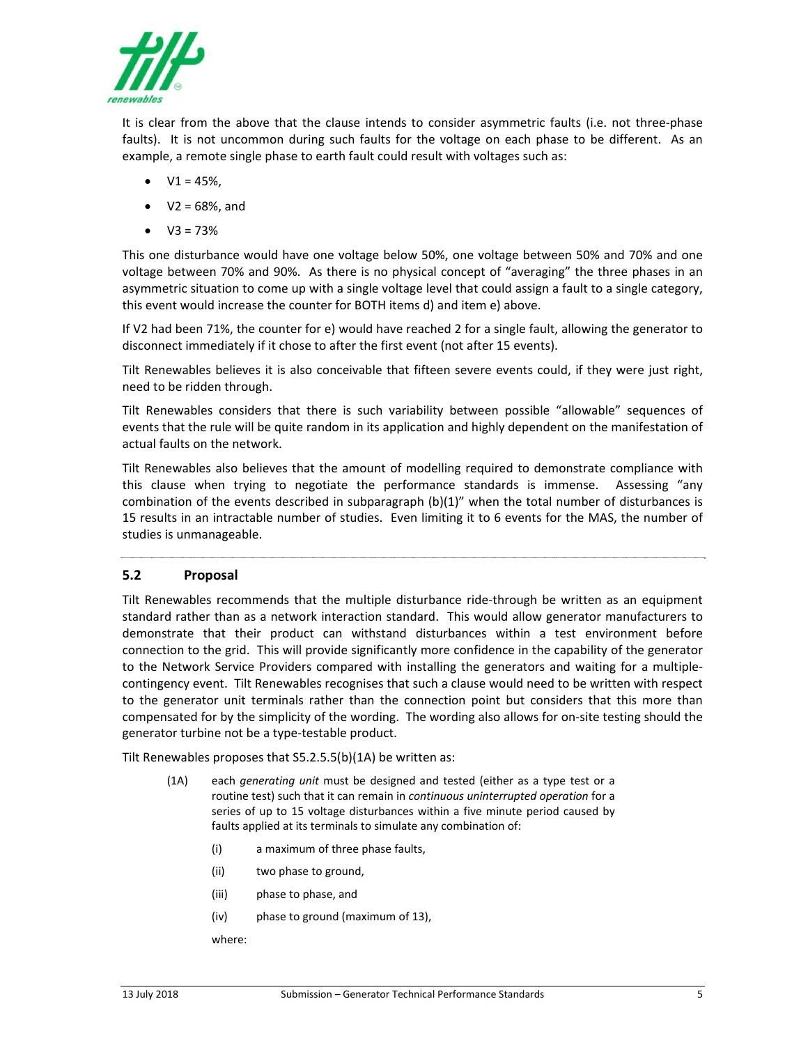It is clear from the above that the clause intends to consider asymmetric faults (i.e. not three-phase faults). It is not uncommon during such faults for the voltage on each phase to be different. As an example, a remote single phase to earth fault could result with voltages such as:

- V1 = 45%,
- V2 = 68%, and
- V3 = 73%

This one disturbance would have one voltage below 50%, one voltage between 50% and 70% and one voltage between 70% and 90%. As there is no physical concept of "averaging" the three phases in an asymmetric situation to come up with a single voltage level that could assign a fault to a single category, this event would increase the counter for BOTH items d) and item e) above.

If V2 had been 71%, the counter for e) would have reached 2 for a single fault, allowing the generator to disconnect immediately if it chose to after the first event (not after 15 events).

Tilt Renewables believes it is also conceivable that fifteen severe events could, if they were just right, need to be ridden through.

Tilt Renewables considers that there is such variability between possible "allowable" sequences of events that the rule will be quite random in its application and highly dependent on the manifestation of actual faults on the network.

Tilt Renewables also believes that the amount of modelling required to demonstrate compliance with this clause when trying to negotiate the performance standards is immense. Assessing "any combination of the events described in subparagraph (b)(1)" when the total number of disturbances is 15 results in an intractable number of studies. Even limiting it to 6 events for the MAS, the number of studies is unmanageable.

## 5.2 Proposal

Tilt Renewables recommends that the multiple disturbance ride-through be written as an equipment standard rather than as a network interaction standard. This would allow generator manufacturers to demonstrate that their product can withstand disturbances within a test environment before connection to the grid. This will provide significantly more confidence in the capability of the generator to the Network Service Providers compared with installing the generators and waiting for a multiple-contingency event. Tilt Renewables recognises that such a clause would need to be written with respect to the generator unit terminals rather than the connection point but considers that this more than compensated for by the simplicity of the wording. The wording also allows for on-site testing should the generator turbine not be a type-testable product.

Tilt Renewables proposes that S5.2.5.5(b)(1A) be written as:

> (1A) each *generating unit* must be designed and tested (either as a type test or a routine test) such that it can remain in *continuous uninterrupted operation* for a series of up to 15 voltage disturbances within a five minute period caused by faults applied at its terminals to simulate any combination of:
>
> (i) a maximum of three phase faults,
>
> (ii) two phase to ground,
>
> (iii) phase to phase, and
>
> (iv) phase to ground (maximum of 13),
>
> where: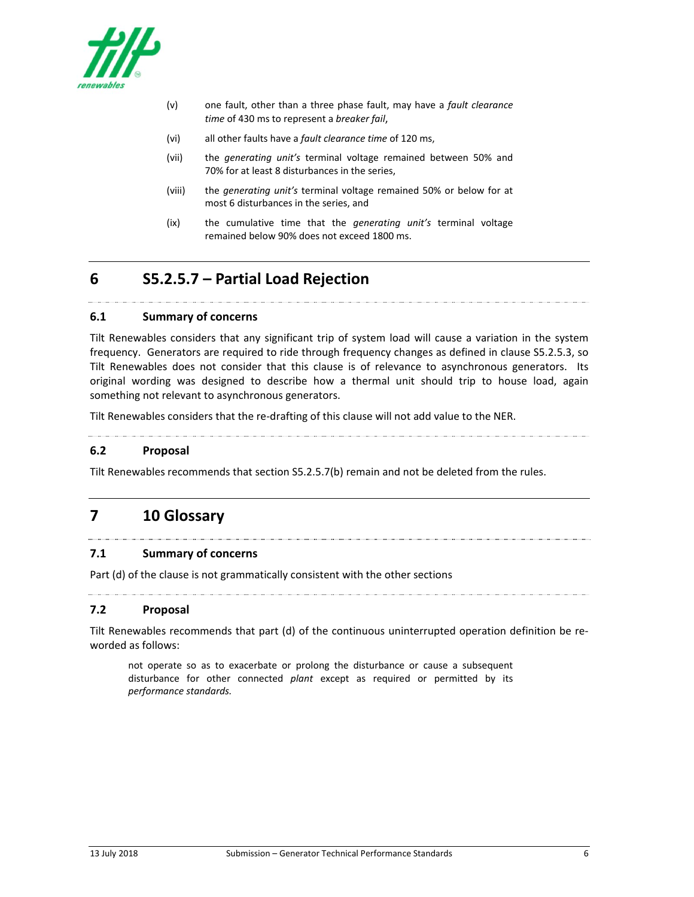(v) one fault, other than a three phase fault, may have a *fault clearance time* of 430 ms to represent a *breaker fail*,

(vi) all other faults have a *fault clearance time* of 120 ms,

(vii) the *generating unit's* terminal voltage remained between 50% and 70% for at least 8 disturbances in the series,

(viii) the *generating unit's* terminal voltage remained 50% or below for at most 6 disturbances in the series, and

(ix) the cumulative time that the *generating unit's* terminal voltage remained below 90% does not exceed 1800 ms.

# 6 S5.2.5.7 – Partial Load Rejection

## 6.1 Summary of concerns

Tilt Renewables considers that any significant trip of system load will cause a variation in the system frequency. Generators are required to ride through frequency changes as defined in clause S5.2.5.3, so Tilt Renewables does not consider that this clause is of relevance to asynchronous generators. Its original wording was designed to describe how a thermal unit should trip to house load, again something not relevant to asynchronous generators.

Tilt Renewables considers that the re-drafting of this clause will not add value to the NER.

## 6.2 Proposal

Tilt Renewables recommends that section S5.2.5.7(b) remain and not be deleted from the rules.

# 7 10 Glossary

## 7.1 Summary of concerns

Part (d) of the clause is not grammatically consistent with the other sections

## 7.2 Proposal

Tilt Renewables recommends that part (d) of the continuous uninterrupted operation definition be re-worded as follows:

> not operate so as to exacerbate or prolong the disturbance or cause a subsequent disturbance for other connected *plant* except as required or permitted by its *performance standards.*